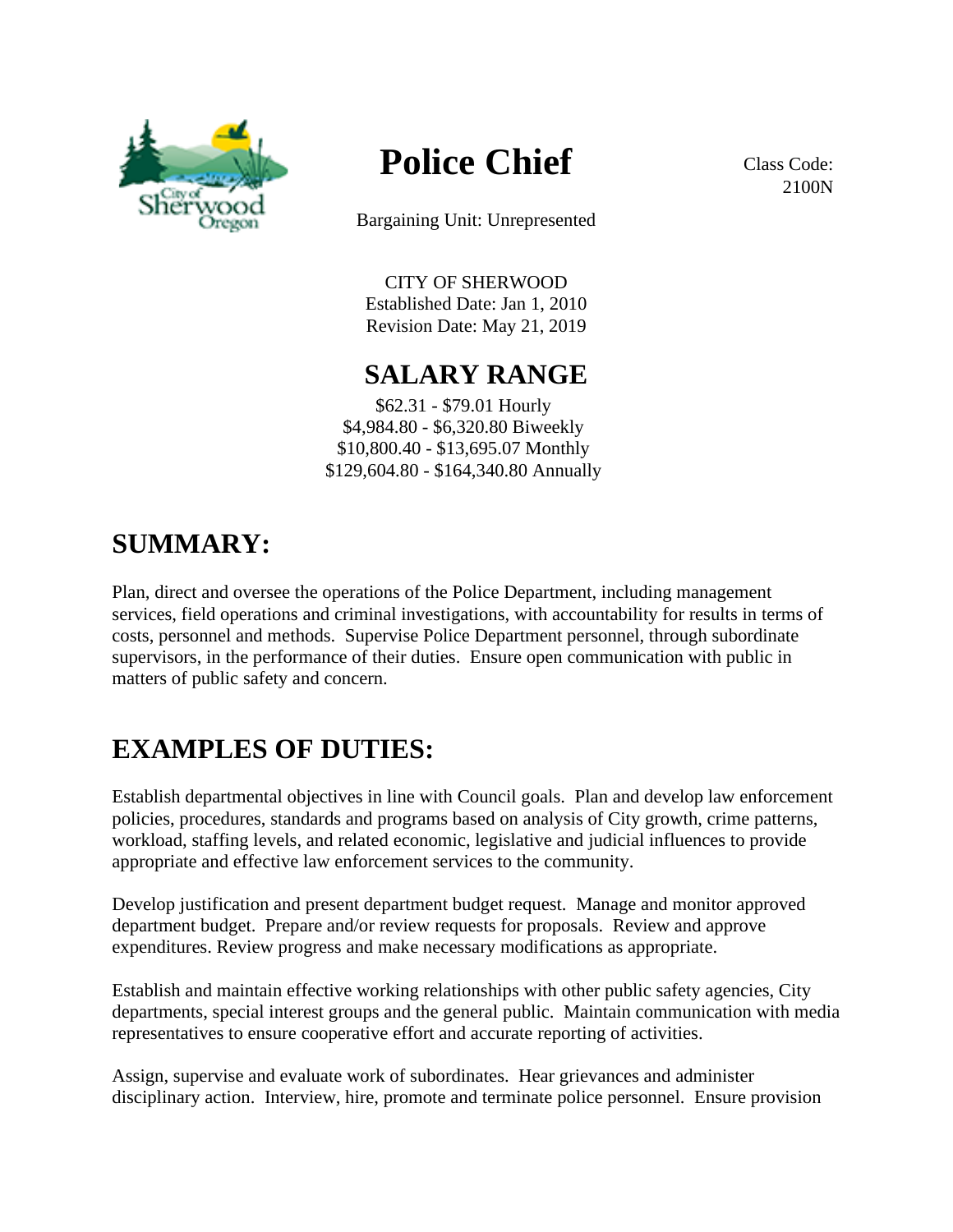# Police Chief

Class Code: 2100N

Bargaining Unit: Unrepresented

CITY OF SHERWOOD
Established Date: Jan 1, 2010
Revision Date: May 21, 2019

## SALARY RANGE

$62.31 - $79.01 Hourly
$4,984.80 - $6,320.80 Biweekly
$10,800.40 - $13,695.07 Monthly
$129,604.80 - $164,340.80 Annually

## SUMMARY:

Plan, direct and oversee the operations of the Police Department, including management services, field operations and criminal investigations, with accountability for results in terms of costs, personnel and methods. Supervise Police Department personnel, through subordinate supervisors, in the performance of their duties. Ensure open communication with public in matters of public safety and concern.

## EXAMPLES OF DUTIES:

Establish departmental objectives in line with Council goals. Plan and develop law enforcement policies, procedures, standards and programs based on analysis of City growth, crime patterns, workload, staffing levels, and related economic, legislative and judicial influences to provide appropriate and effective law enforcement services to the community.

Develop justification and present department budget request. Manage and monitor approved department budget. Prepare and/or review requests for proposals. Review and approve expenditures. Review progress and make necessary modifications as appropriate.

Establish and maintain effective working relationships with other public safety agencies, City departments, special interest groups and the general public. Maintain communication with media representatives to ensure cooperative effort and accurate reporting of activities.

Assign, supervise and evaluate work of subordinates. Hear grievances and administer disciplinary action. Interview, hire, promote and terminate police personnel. Ensure provision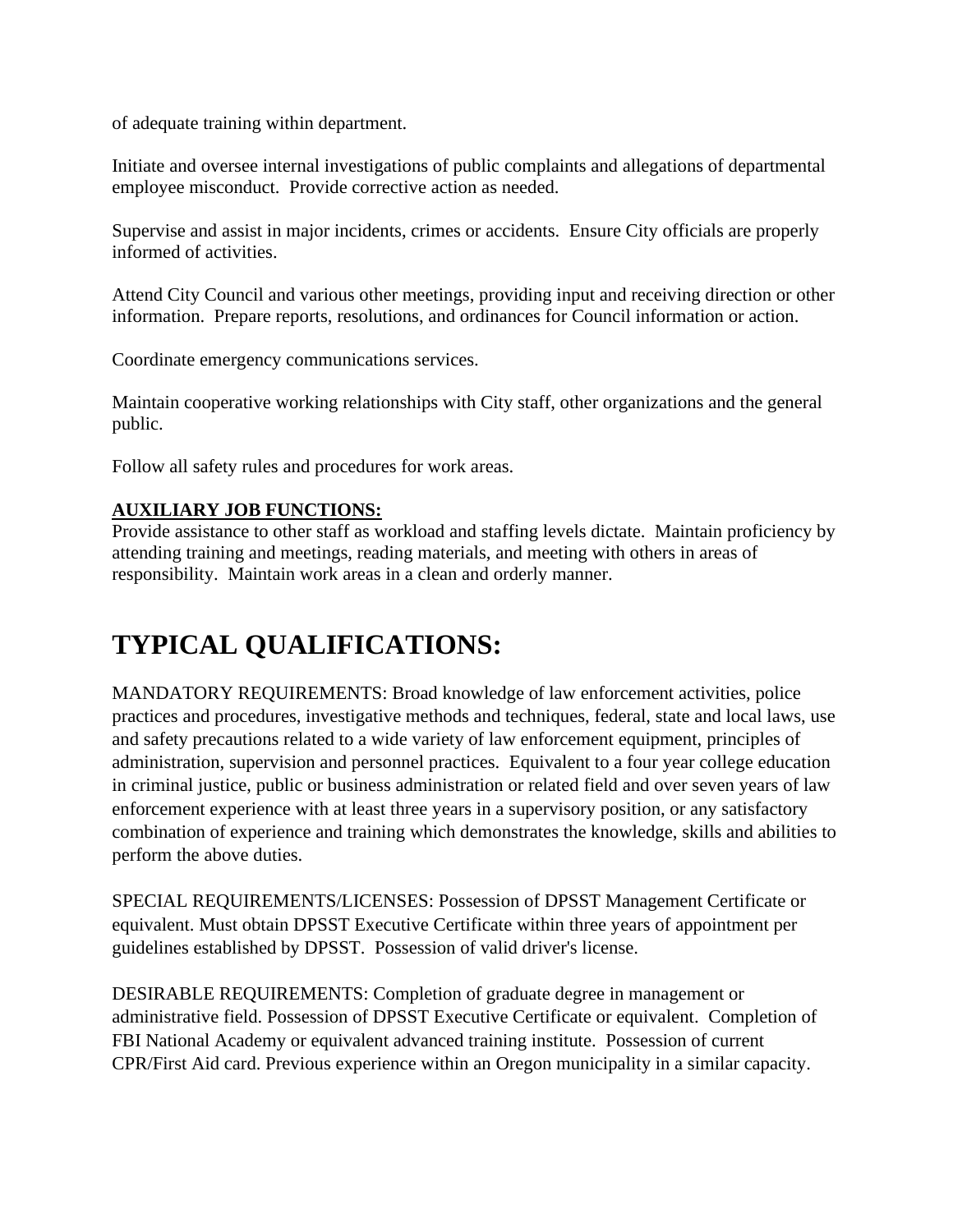of adequate training within department.

Initiate and oversee internal investigations of public complaints and allegations of departmental employee misconduct. Provide corrective action as needed.

Supervise and assist in major incidents, crimes or accidents. Ensure City officials are properly informed of activities.

Attend City Council and various other meetings, providing input and receiving direction or other information. Prepare reports, resolutions, and ordinances for Council information or action.

Coordinate emergency communications services.

Maintain cooperative working relationships with City staff, other organizations and the general public.

Follow all safety rules and procedures for work areas.

**AUXILIARY JOB FUNCTIONS:**

Provide assistance to other staff as workload and staffing levels dictate. Maintain proficiency by attending training and meetings, reading materials, and meeting with others in areas of responsibility. Maintain work areas in a clean and orderly manner.

# TYPICAL QUALIFICATIONS:

MANDATORY REQUIREMENTS: Broad knowledge of law enforcement activities, police practices and procedures, investigative methods and techniques, federal, state and local laws, use and safety precautions related to a wide variety of law enforcement equipment, principles of administration, supervision and personnel practices. Equivalent to a four year college education in criminal justice, public or business administration or related field and over seven years of law enforcement experience with at least three years in a supervisory position, or any satisfactory combination of experience and training which demonstrates the knowledge, skills and abilities to perform the above duties.

SPECIAL REQUIREMENTS/LICENSES: Possession of DPSST Management Certificate or equivalent. Must obtain DPSST Executive Certificate within three years of appointment per guidelines established by DPSST. Possession of valid driver's license.

DESIRABLE REQUIREMENTS: Completion of graduate degree in management or administrative field. Possession of DPSST Executive Certificate or equivalent. Completion of FBI National Academy or equivalent advanced training institute. Possession of current CPR/First Aid card. Previous experience within an Oregon municipality in a similar capacity.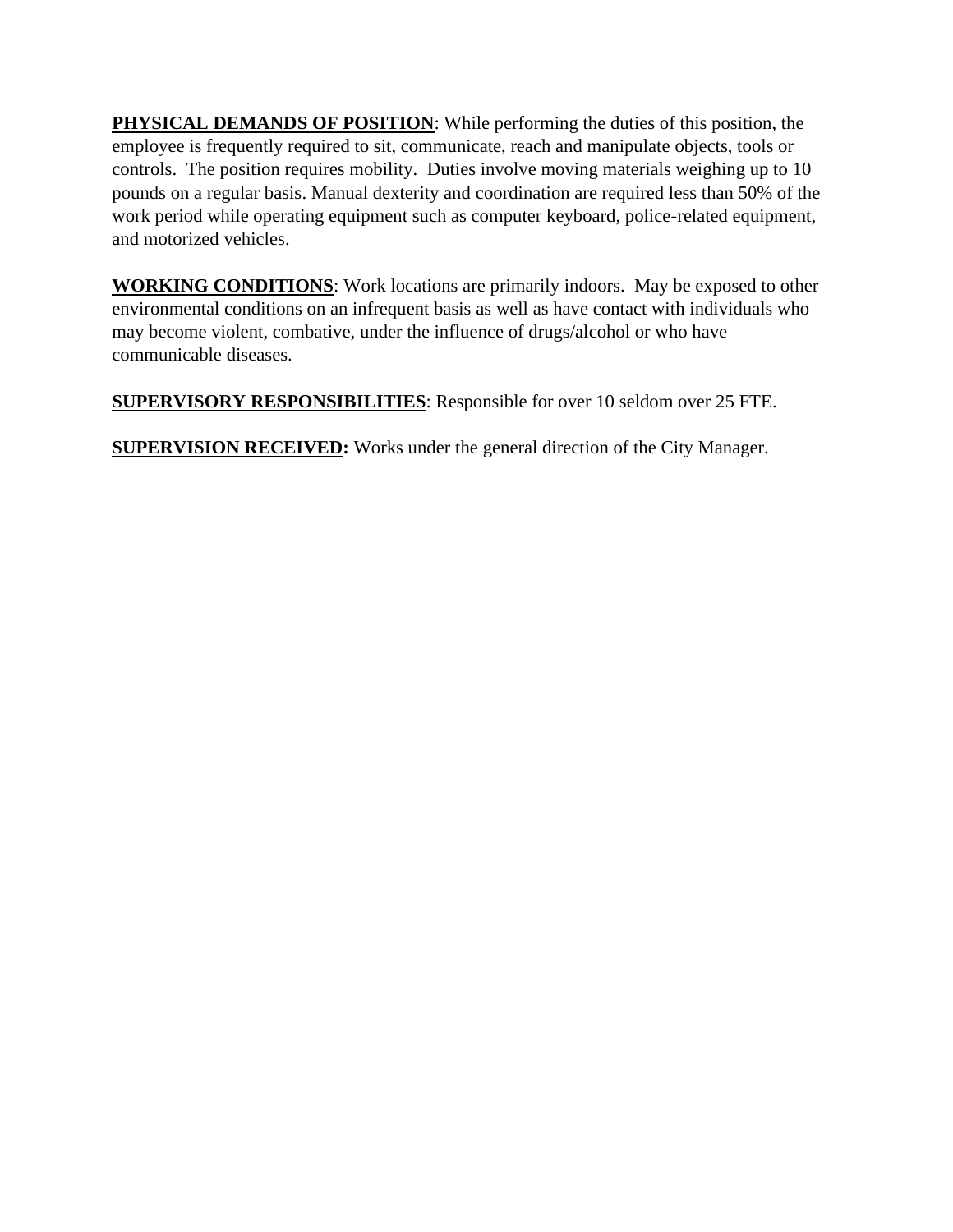**PHYSICAL DEMANDS OF POSITION**: While performing the duties of this position, the employee is frequently required to sit, communicate, reach and manipulate objects, tools or controls. The position requires mobility. Duties involve moving materials weighing up to 10 pounds on a regular basis. Manual dexterity and coordination are required less than 50% of the work period while operating equipment such as computer keyboard, police-related equipment, and motorized vehicles.

**WORKING CONDITIONS**: Work locations are primarily indoors. May be exposed to other environmental conditions on an infrequent basis as well as have contact with individuals who may become violent, combative, under the influence of drugs/alcohol or who have communicable diseases.

**SUPERVISORY RESPONSIBILITIES**: Responsible for over 10 seldom over 25 FTE.

**SUPERVISION RECEIVED:** Works under the general direction of the City Manager.